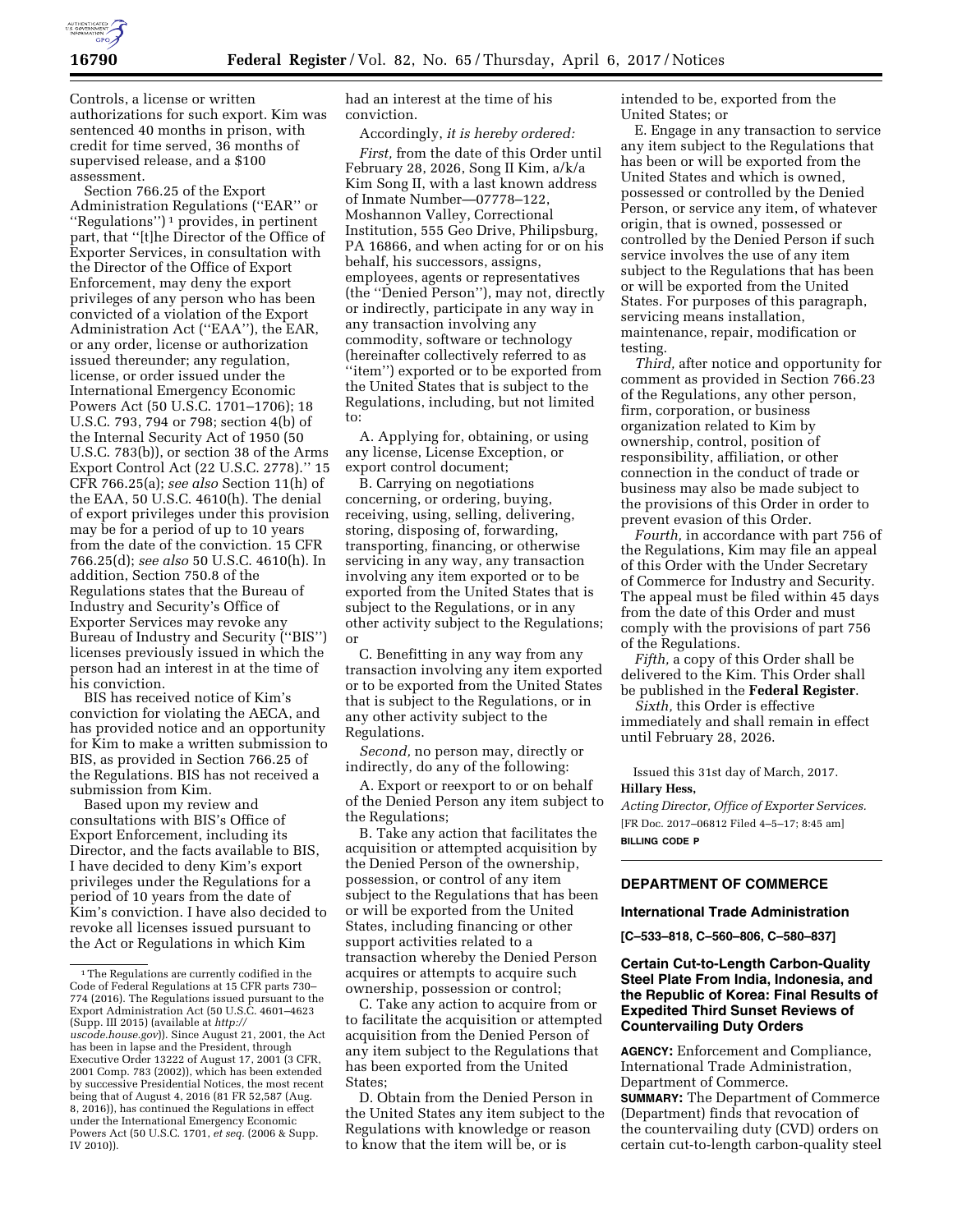Controls, a license or written authorizations for such export. Kim was sentenced 40 months in prison, with credit for time served, 36 months of supervised release, and a $100 assessment.

Section 766.25 of the Export Administration Regulations (''EAR'' or ''Regulations'')[1] provides, in pertinent part, that ''[t]he Director of the Office of Exporter Services, in consultation with the Director of the Office of Export Enforcement, may deny the export privileges of any person who has been convicted of a violation of the Export Administration Act (''EAA''), the EAR, or any order, license or authorization issued thereunder; any regulation, license, or order issued under the International Emergency Economic Powers Act (50 U.S.C. 1701–1706); 18 U.S.C. 793, 794 or 798; section 4(b) of the Internal Security Act of 1950 (50 U.S.C. 783(b)), or section 38 of the Arms Export Control Act (22 U.S.C. 2778).'' 15 CFR 766.25(a); *see also* Section 11(h) of the EAA, 50 U.S.C. 4610(h). The denial of export privileges under this provision may be for a period of up to 10 years from the date of the conviction. 15 CFR 766.25(d); *see also* 50 U.S.C. 4610(h). In addition, Section 750.8 of the Regulations states that the Bureau of Industry and Security's Office of Exporter Services may revoke any Bureau of Industry and Security (''BIS'') licenses previously issued in which the person had an interest in at the time of his conviction.

BIS has received notice of Kim's conviction for violating the AECA, and has provided notice and an opportunity for Kim to make a written submission to BIS, as provided in Section 766.25 of the Regulations. BIS has not received a submission from Kim.

Based upon my review and consultations with BIS's Office of Export Enforcement, including its Director, and the facts available to BIS, I have decided to deny Kim's export privileges under the Regulations for a period of 10 years from the date of Kim's conviction. I have also decided to revoke all licenses issued pursuant to the Act or Regulations in which Kim had an interest at the time of his conviction.

[1] The Regulations are currently codified in the Code of Federal Regulations at 15 CFR parts 730–774 (2016). The Regulations issued pursuant to the Export Administration Act (50 U.S.C. 4601–4623 (Supp. III 2015) (available at *http://uscode.house.gov*)). Since August 21, 2001, the Act has been in lapse and the President, through Executive Order 13222 of August 17, 2001 (3 CFR, 2001 Comp. 783 (2002)), which has been extended by successive Presidential Notices, the most recent being that of August 4, 2016 (81 FR 52,587 (Aug. 8, 2016)), has continued the Regulations in effect under the International Emergency Economic Powers Act (50 U.S.C. 1701, *et seq.* (2006 & Supp. IV 2010)).

Accordingly, *it is hereby ordered:*

*First,* from the date of this Order until February 28, 2026, Song II Kim, a/k/a Kim Song II, with a last known address of Inmate Number—07778–122, Moshannon Valley, Correctional Institution, 555 Geo Drive, Philipsburg, PA 16866, and when acting for or on his behalf, his successors, assigns, employees, agents or representatives (the ''Denied Person''), may not, directly or indirectly, participate in any way in any transaction involving any commodity, software or technology (hereinafter collectively referred to as ''item'') exported or to be exported from the United States that is subject to the Regulations, including, but not limited to:

A. Applying for, obtaining, or using any license, License Exception, or export control document;

B. Carrying on negotiations concerning, or ordering, buying, receiving, using, selling, delivering, storing, disposing of, forwarding, transporting, financing, or otherwise servicing in any way, any transaction involving any item exported or to be exported from the United States that is subject to the Regulations, or in any other activity subject to the Regulations; or

C. Benefitting in any way from any transaction involving any item exported or to be exported from the United States that is subject to the Regulations, or in any other activity subject to the Regulations.

*Second,* no person may, directly or indirectly, do any of the following:

A. Export or reexport to or on behalf of the Denied Person any item subject to the Regulations;

B. Take any action that facilitates the acquisition or attempted acquisition by the Denied Person of the ownership, possession, or control of any item subject to the Regulations that has been or will be exported from the United States, including financing or other support activities related to a transaction whereby the Denied Person acquires or attempts to acquire such ownership, possession or control;

C. Take any action to acquire from or to facilitate the acquisition or attempted acquisition from the Denied Person of any item subject to the Regulations that has been exported from the United States;

D. Obtain from the Denied Person in the United States any item subject to the Regulations with knowledge or reason to know that the item will be, or is intended to be, exported from the United States; or

E. Engage in any transaction to service any item subject to the Regulations that has been or will be exported from the United States and which is owned, possessed or controlled by the Denied Person, or service any item, of whatever origin, that is owned, possessed or controlled by the Denied Person if such service involves the use of any item subject to the Regulations that has been or will be exported from the United States. For purposes of this paragraph, servicing means installation, maintenance, repair, modification or testing.

*Third,* after notice and opportunity for comment as provided in Section 766.23 of the Regulations, any other person, firm, corporation, or business organization related to Kim by ownership, control, position of responsibility, affiliation, or other connection in the conduct of trade or business may also be made subject to the provisions of this Order in order to prevent evasion of this Order.

*Fourth,* in accordance with part 756 of the Regulations, Kim may file an appeal of this Order with the Under Secretary of Commerce for Industry and Security. The appeal must be filed within 45 days from the date of this Order and must comply with the provisions of part 756 of the Regulations.

*Fifth,* a copy of this Order shall be delivered to the Kim. This Order shall be published in the **Federal Register**.

*Sixth,* this Order is effective immediately and shall remain in effect until February 28, 2026.

Issued this 31st day of March, 2017.

**Hillary Hess,**

*Acting Director, Office of Exporter Services.*

[FR Doc. 2017–06812 Filed 4–5–17; 8:45 am]

**BILLING CODE P**

## DEPARTMENT OF COMMERCE

### International Trade Administration

**[C–533–818, C–560–806, C–580–837]**

### Certain Cut-to-Length Carbon-Quality Steel Plate From India, Indonesia, and the Republic of Korea: Final Results of Expedited Third Sunset Reviews of Countervailing Duty Orders

**AGENCY:** Enforcement and Compliance, International Trade Administration, Department of Commerce.

**SUMMARY:** The Department of Commerce (Department) finds that revocation of the countervailing duty (CVD) orders on certain cut-to-length carbon-quality steel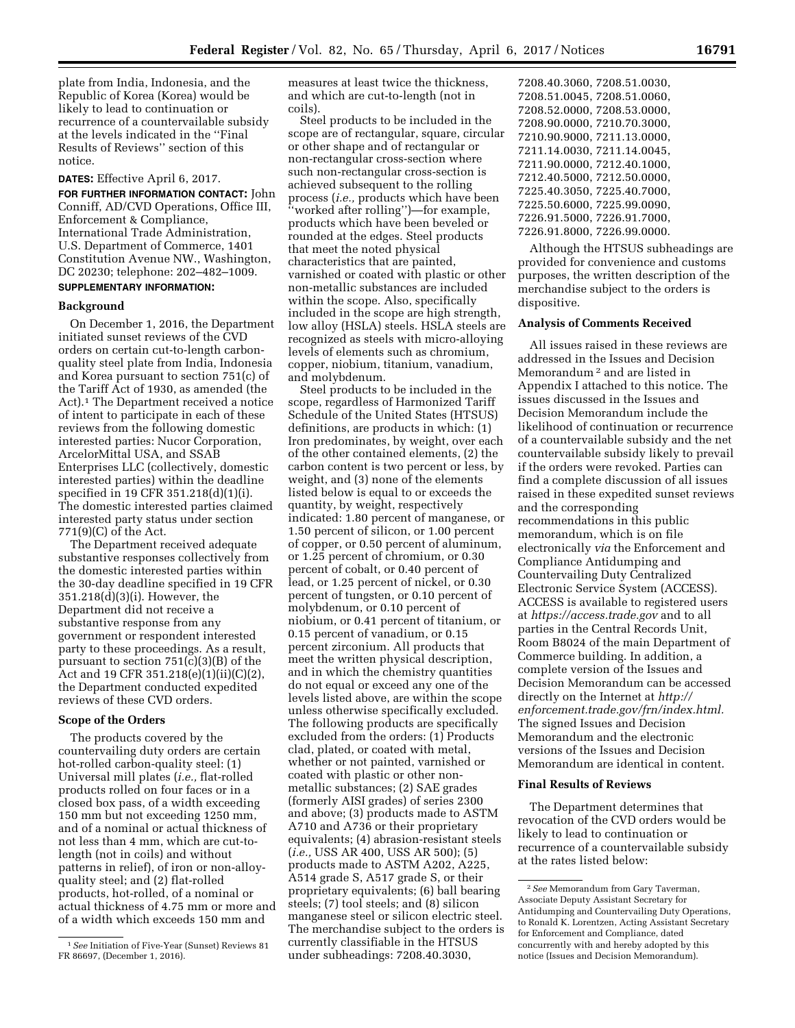plate from India, Indonesia, and the Republic of Korea (Korea) would be likely to lead to continuation or recurrence of a countervailable subsidy at the levels indicated in the ''Final Results of Reviews'' section of this notice.

**DATES:** Effective April 6, 2017.

**FOR FURTHER INFORMATION CONTACT:** John Conniff, AD/CVD Operations, Office III, Enforcement & Compliance, International Trade Administration, U.S. Department of Commerce, 1401 Constitution Avenue NW., Washington, DC 20230; telephone: 202–482–1009.

**SUPPLEMENTARY INFORMATION:**

## Background

On December 1, 2016, the Department initiated sunset reviews of the CVD orders on certain cut-to-length carbon-quality steel plate from India, Indonesia and Korea pursuant to section 751(c) of the Tariff Act of 1930, as amended (the Act).[1] The Department received a notice of intent to participate in each of these reviews from the following domestic interested parties: Nucor Corporation, ArcelorMittal USA, and SSAB Enterprises LLC (collectively, domestic interested parties) within the deadline specified in 19 CFR 351.218(d)(1)(i). The domestic interested parties claimed interested party status under section 771(9)(C) of the Act.

The Department received adequate substantive responses collectively from the domestic interested parties within the 30-day deadline specified in 19 CFR 351.218(d)(3)(i). However, the Department did not receive a substantive response from any government or respondent interested party to these proceedings. As a result, pursuant to section 751(c)(3)(B) of the Act and 19 CFR 351.218(e)(1)(ii)(C)(2), the Department conducted expedited reviews of these CVD orders.

## Scope of the Orders

The products covered by the countervailing duty orders are certain hot-rolled carbon-quality steel: (1) Universal mill plates (*i.e.,* flat-rolled products rolled on four faces or in a closed box pass, of a width exceeding 150 mm but not exceeding 1250 mm, and of a nominal or actual thickness of not less than 4 mm, which are cut-to-length (not in coils) and without patterns in relief), of iron or non-alloy-quality steel; and (2) flat-rolled products, hot-rolled, of a nominal or actual thickness of 4.75 mm or more and of a width which exceeds 150 mm and measures at least twice the thickness, and which are cut-to-length (not in coils).

Steel products to be included in the scope are of rectangular, square, circular or other shape and of rectangular or non-rectangular cross-section where such non-rectangular cross-section is achieved subsequent to the rolling process (*i.e.,* products which have been ''worked after rolling'')—for example, products which have been beveled or rounded at the edges. Steel products that meet the noted physical characteristics that are painted, varnished or coated with plastic or other non-metallic substances are included within the scope. Also, specifically included in the scope are high strength, low alloy (HSLA) steels. HSLA steels are recognized as steels with micro-alloying levels of elements such as chromium, copper, niobium, titanium, vanadium, and molybdenum.

Steel products to be included in the scope, regardless of Harmonized Tariff Schedule of the United States (HTSUS) definitions, are products in which: (1) Iron predominates, by weight, over each of the other contained elements, (2) the carbon content is two percent or less, by weight, and (3) none of the elements listed below is equal to or exceeds the quantity, by weight, respectively indicated: 1.80 percent of manganese, or 1.50 percent of silicon, or 1.00 percent of copper, or 0.50 percent of aluminum, or 1.25 percent of chromium, or 0.30 percent of cobalt, or 0.40 percent of lead, or 1.25 percent of nickel, or 0.30 percent of tungsten, or 0.10 percent of molybdenum, or 0.10 percent of niobium, or 0.41 percent of titanium, or 0.15 percent of vanadium, or 0.15 percent zirconium. All products that meet the written physical description, and in which the chemistry quantities do not equal or exceed any one of the levels listed above, are within the scope unless otherwise specifically excluded. The following products are specifically excluded from the orders: (1) Products clad, plated, or coated with metal, whether or not painted, varnished or coated with plastic or other non-metallic substances; (2) SAE grades (formerly AISI grades) of series 2300 and above; (3) products made to ASTM A710 and A736 or their proprietary equivalents; (4) abrasion-resistant steels (*i.e.,* USS AR 400, USS AR 500); (5) products made to ASTM A202, A225, A514 grade S, A517 grade S, or their proprietary equivalents; (6) ball bearing steels; (7) tool steels; and (8) silicon manganese steel or silicon electric steel. The merchandise subject to the orders is currently classifiable in the HTSUS under subheadings: 7208.40.3030, 7208.40.3060, 7208.51.0030, 7208.51.0045, 7208.51.0060, 7208.52.0000, 7208.53.0000, 7208.90.0000, 7210.70.3000, 7210.90.9000, 7211.13.0000, 7211.14.0030, 7211.14.0045, 7211.90.0000, 7212.40.1000, 7212.40.5000, 7212.50.0000, 7225.40.3050, 7225.40.7000, 7225.50.6000, 7225.99.0090, 7226.91.5000, 7226.91.7000, 7226.91.8000, 7226.99.0000.

Although the HTSUS subheadings are provided for convenience and customs purposes, the written description of the merchandise subject to the orders is dispositive.

## Analysis of Comments Received

All issues raised in these reviews are addressed in the Issues and Decision Memorandum[2] and are listed in Appendix I attached to this notice. The issues discussed in the Issues and Decision Memorandum include the likelihood of continuation or recurrence of a countervailable subsidy and the net countervailable subsidy likely to prevail if the orders were revoked. Parties can find a complete discussion of all issues raised in these expedited sunset reviews and the corresponding recommendations in this public memorandum, which is on file electronically *via* the Enforcement and Compliance Antidumping and Countervailing Duty Centralized Electronic Service System (ACCESS). ACCESS is available to registered users at *https://access.trade.gov* and to all parties in the Central Records Unit, Room B8024 of the main Department of Commerce building. In addition, a complete version of the Issues and Decision Memorandum can be accessed directly on the Internet at *http://enforcement.trade.gov/frn/index.html.* The signed Issues and Decision Memorandum and the electronic versions of the Issues and Decision Memorandum are identical in content.

## Final Results of Reviews

The Department determines that revocation of the CVD orders would be likely to lead to continuation or recurrence of a countervailable subsidy at the rates listed below:

---

[1] *See* Initiation of Five-Year (Sunset) Reviews 81 FR 86697, (December 1, 2016).

[2] *See* Memorandum from Gary Taverman, Associate Deputy Assistant Secretary for Antidumping and Countervailing Duty Operations, to Ronald K. Lorentzen, Acting Assistant Secretary for Enforcement and Compliance, dated concurrently with and hereby adopted by this notice (Issues and Decision Memorandum).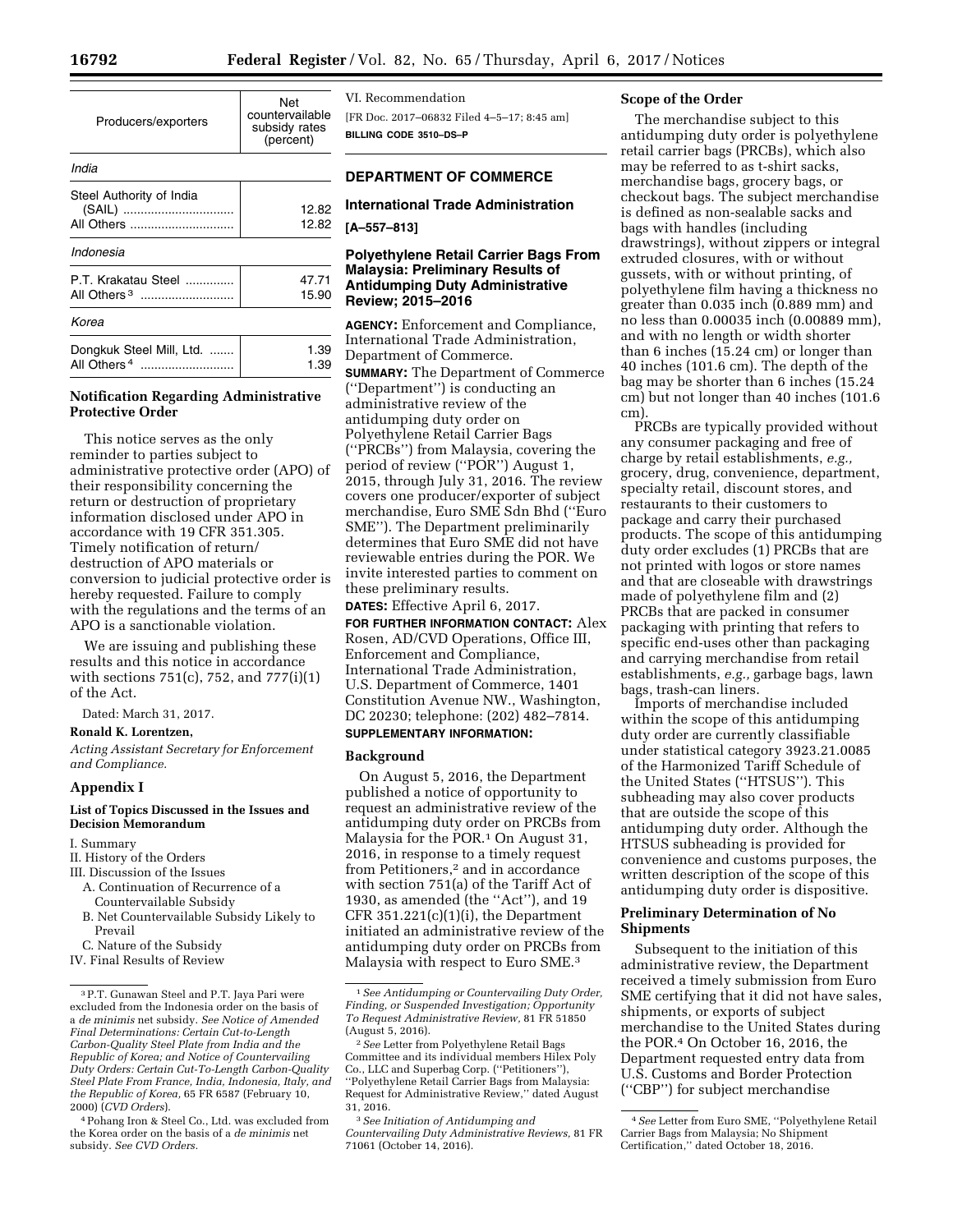| Producers/exporters | Net countervailable subsidy rates (percent) |
| --- | --- |
| *India* | |
| Steel Authority of India (SAIL) | 12.82 |
| All Others | 12.82 |
| *Indonesia* | |
| P.T. Krakatau Steel | 47.71 |
| All Others [3] | 15.90 |
| *Korea* | |
| Dongkuk Steel Mill, Ltd. | 1.39 |
| All Others [4] | 1.39 |

### Notification Regarding Administrative Protective Order

This notice serves as the only reminder to parties subject to administrative protective order (APO) of their responsibility concerning the return or destruction of proprietary information disclosed under APO in accordance with 19 CFR 351.305. Timely notification of return/destruction of APO materials or conversion to judicial protective order is hereby requested. Failure to comply with the regulations and the terms of an APO is a sanctionable violation.

We are issuing and publishing these results and this notice in accordance with sections 751(c), 752, and 777(i)(1) of the Act.

Dated: March 31, 2017.

**Ronald K. Lorentzen,**

*Acting Assistant Secretary for Enforcement and Compliance.*

### Appendix I

#### List of Topics Discussed in the Issues and Decision Memorandum

I. Summary
II. History of the Orders
III. Discussion of the Issues
A. Continuation of Recurrence of a Countervailable Subsidy
B. Net Countervailable Subsidy Likely to Prevail
C. Nature of the Subsidy
IV. Final Results of Review
VI. Recommendation

[FR Doc. 2017–06832 Filed 4–5–17; 8:45 am]

**BILLING CODE 3510–DS–P**

[3] P.T. Gunawan Steel and P.T. Jaya Pari were excluded from the Indonesia order on the basis of a *de minimis* net subsidy. *See Notice of Amended Final Determinations: Certain Cut-to-Length Carbon-Quality Steel Plate from India and the Republic of Korea; and Notice of Countervailing Duty Orders: Certain Cut-To-Length Carbon-Quality Steel Plate From France, India, Indonesia, Italy, and the Republic of Korea,* 65 FR 6587 (February 10, 2000) (*CVD Orders*).

[4] Pohang Iron & Steel Co., Ltd. was excluded from the Korea order on the basis of a *de minimis* net subsidy. *See CVD Orders.*

## DEPARTMENT OF COMMERCE

### International Trade Administration

**[A–557–813]**

### Polyethylene Retail Carrier Bags From Malaysia: Preliminary Results of Antidumping Duty Administrative Review; 2015–2016

**AGENCY:** Enforcement and Compliance, International Trade Administration, Department of Commerce.

**SUMMARY:** The Department of Commerce (''Department'') is conducting an administrative review of the antidumping duty order on Polyethylene Retail Carrier Bags (''PRCBs'') from Malaysia, covering the period of review (''POR'') August 1, 2015, through July 31, 2016. The review covers one producer/exporter of subject merchandise, Euro SME Sdn Bhd (''Euro SME''). The Department preliminarily determines that Euro SME did not have reviewable entries during the POR. We invite interested parties to comment on these preliminary results.

**DATES:** Effective April 6, 2017.

**FOR FURTHER INFORMATION CONTACT:** Alex Rosen, AD/CVD Operations, Office III, Enforcement and Compliance, International Trade Administration, U.S. Department of Commerce, 1401 Constitution Avenue NW., Washington, DC 20230; telephone: (202) 482–7814.

**SUPPLEMENTARY INFORMATION:**

### Background

On August 5, 2016, the Department published a notice of opportunity to request an administrative review of the antidumping duty order on PRCBs from Malaysia for the POR.[1] On August 31, 2016, in response to a timely request from Petitioners,[2] and in accordance with section 751(a) of the Tariff Act of 1930, as amended (the ''Act''), and 19 CFR 351.221(c)(1)(i), the Department initiated an administrative review of the antidumping duty order on PRCBs from Malaysia with respect to Euro SME.[3]

[1] *See Antidumping or Countervailing Duty Order, Finding, or Suspended Investigation; Opportunity To Request Administrative Review,* 81 FR 51850 (August 5, 2016).

[2] *See* Letter from Polyethylene Retail Bags Committee and its individual members Hilex Poly Co., LLC and Superbag Corp. (''Petitioners''), ''Polyethylene Retail Carrier Bags from Malaysia: Request for Administrative Review,'' dated August 31, 2016.

[3] *See Initiation of Antidumping and Countervailing Duty Administrative Reviews,* 81 FR 71061 (October 14, 2016).

### Scope of the Order

The merchandise subject to this antidumping duty order is polyethylene retail carrier bags (PRCBs), which also may be referred to as t-shirt sacks, merchandise bags, grocery bags, or checkout bags. The subject merchandise is defined as non-sealable sacks and bags with handles (including drawstrings), without zippers or integral extruded closures, with or without gussets, with or without printing, of polyethylene film having a thickness no greater than 0.035 inch (0.889 mm) and no less than 0.00035 inch (0.00889 mm), and with no length or width shorter than 6 inches (15.24 cm) or longer than 40 inches (101.6 cm). The depth of the bag may be shorter than 6 inches (15.24 cm) but not longer than 40 inches (101.6 cm).

PRCBs are typically provided without any consumer packaging and free of charge by retail establishments, *e.g.,* grocery, drug, convenience, department, specialty retail, discount stores, and restaurants to their customers to package and carry their purchased products. The scope of this antidumping duty order excludes (1) PRCBs that are not printed with logos or store names and that are closeable with drawstrings made of polyethylene film and (2) PRCBs that are packed in consumer packaging with printing that refers to specific end-uses other than packaging and carrying merchandise from retail establishments, *e.g.,* garbage bags, lawn bags, trash-can liners.

Imports of merchandise included within the scope of this antidumping duty order are currently classifiable under statistical category 3923.21.0085 of the Harmonized Tariff Schedule of the United States (''HTSUS''). This subheading may also cover products that are outside the scope of this antidumping duty order. Although the HTSUS subheading is provided for convenience and customs purposes, the written description of the scope of this antidumping duty order is dispositive.

### Preliminary Determination of No Shipments

Subsequent to the initiation of this administrative review, the Department received a timely submission from Euro SME certifying that it did not have sales, shipments, or exports of subject merchandise to the United States during the POR.[4] On October 16, 2016, the Department requested entry data from U.S. Customs and Border Protection (''CBP'') for subject merchandise

[4] *See* Letter from Euro SME, ''Polyethylene Retail Carrier Bags from Malaysia; No Shipment Certification,'' dated October 18, 2016.